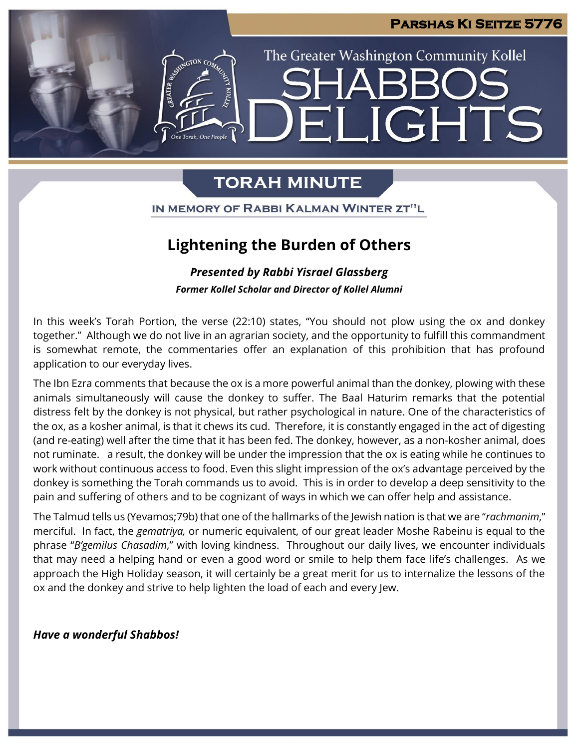**Parshas Ki Seitze 5776**

The Greater Washington Community Kollel

# SHABBOS DELIGHTS

## TORAH MINUTE

IN MEMORY OF RABBI KALMAN WINTER ZT"L

## Lightening the Burden of Others

***Presented by Rabbi Yisrael Glassberg***

***Former Kollel Scholar and Director of Kollel Alumni***

In this week's Torah Portion, the verse (22:10) states, "You should not plow using the ox and donkey together." Although we do not live in an agrarian society, and the opportunity to fulfill this commandment is somewhat remote, the commentaries offer an explanation of this prohibition that has profound application to our everyday lives.

The Ibn Ezra comments that because the ox is a more powerful animal than the donkey, plowing with these animals simultaneously will cause the donkey to suffer. The Baal Haturim remarks that the potential distress felt by the donkey is not physical, but rather psychological in nature. One of the characteristics of the ox, as a kosher animal, is that it chews its cud. Therefore, it is constantly engaged in the act of digesting (and re-eating) well after the time that it has been fed. The donkey, however, as a non-kosher animal, does not ruminate. a result, the donkey will be under the impression that the ox is eating while he continues to work without continuous access to food. Even this slight impression of the ox's advantage perceived by the donkey is something the Torah commands us to avoid. This is in order to develop a deep sensitivity to the pain and suffering of others and to be cognizant of ways in which we can offer help and assistance.

The Talmud tells us (Yevamos;79b) that one of the hallmarks of the Jewish nation is that we are "*rachmanim*," merciful. In fact, the *gematriya,* or numeric equivalent, of our great leader Moshe Rabeinu is equal to the phrase "*B'gemilus Chasadim*," with loving kindness. Throughout our daily lives, we encounter individuals that may need a helping hand or even a good word or smile to help them face life's challenges. As we approach the High Holiday season, it will certainly be a great merit for us to internalize the lessons of the ox and the donkey and strive to help lighten the load of each and every Jew.

***Have a wonderful Shabbos!***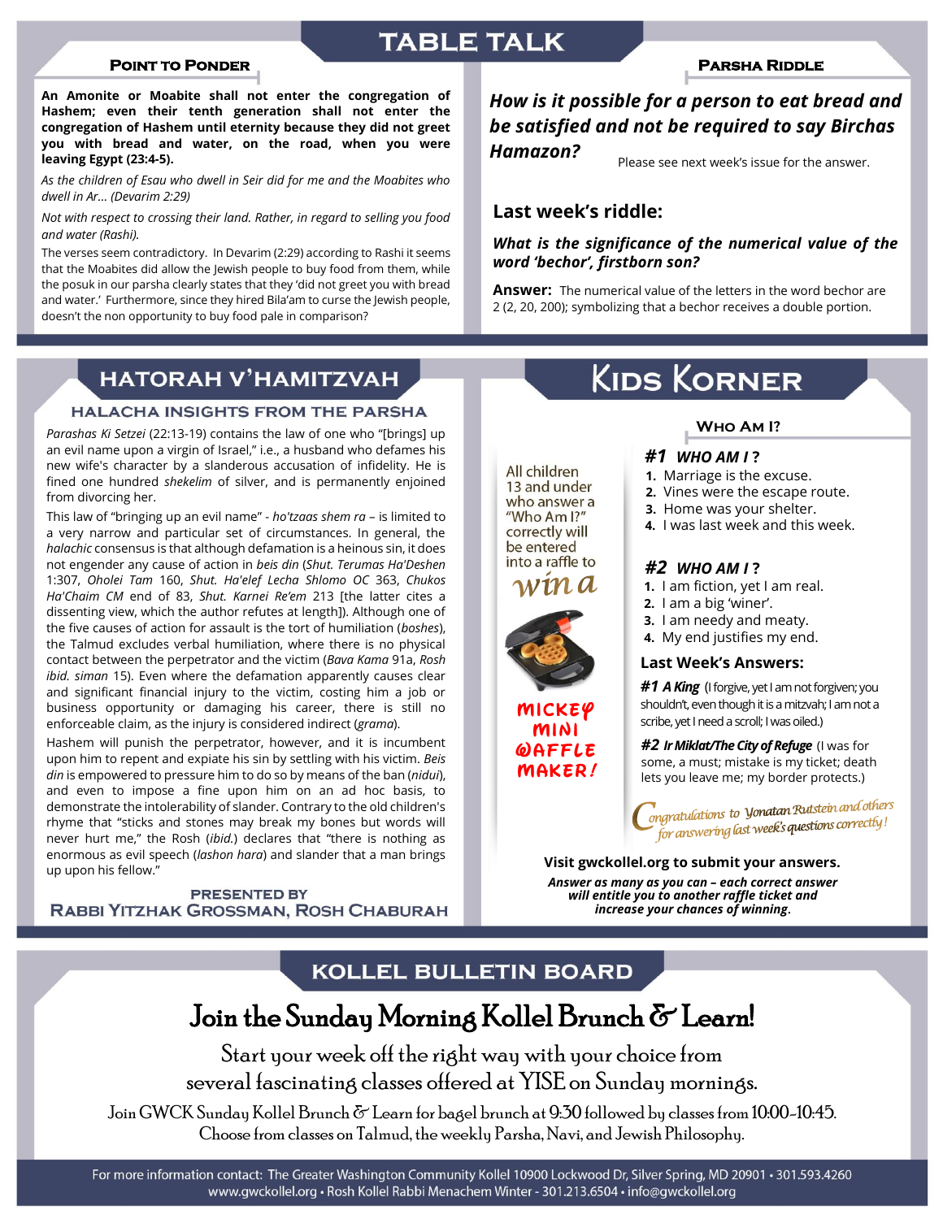# TABLE TALK

## Point to Ponder

**An Amonite or Moabite shall not enter the congregation of Hashem; even their tenth generation shall not enter the congregation of Hashem until eternity because they did not greet you with bread and water, on the road, when you were leaving Egypt (23:4-5).**

*As the children of Esau who dwell in Seir did for me and the Moabites who dwell in Ar... (Devarim 2:29)*

*Not with respect to crossing their land. Rather, in regard to selling you food and water (Rashi).*

The verses seem contradictory. In Devarim (2:29) according to Rashi it seems that the Moabites did allow the Jewish people to buy food from them, while the posuk in our parsha clearly states that they 'did not greet you with bread and water.' Furthermore, since they hired Bila'am to curse the Jewish people, doesn't the non opportunity to buy food pale in comparison?

## Parsha Riddle

***How is it possible for a person to eat bread and be satisfied and not be required to say Birchas Hamazon?***

Please see next week's issue for the answer.

### Last week's riddle:

***What is the significance of the numerical value of the word 'bechor', firstborn son?***

**Answer:** The numerical value of the letters in the word bechor are 2 (2, 20, 200); symbolizing that a bechor receives a double portion.

# HATORAH V'HAMITZVAH

## Halacha Insights from the Parsha

*Parashas Ki Setzei* (22:13-19) contains the law of one who "[brings] up an evil name upon a virgin of Israel," i.e., a husband who defames his new wife's character by a slanderous accusation of infidelity. He is fined one hundred *shekelim* of silver, and is permanently enjoined from divorcing her.

This law of "bringing up an evil name" - *ho'tzaas shem ra* – is limited to a very narrow and particular set of circumstances. In general, the *halachic* consensus is that although defamation is a heinous sin, it does not engender any cause of action in *beis din* (*Shut. Terumas Ha'Deshen* 1:307, *Oholei Tam* 160, *Shut. Ha'elef Lecha Shlomo OC* 363, *Chukos Ha'Chaim CM* end of 83, *Shut. Karnei Re'em* 213 [the latter cites a dissenting view, which the author refutes at length]). Although one of the five causes of action for assault is the tort of humiliation (*boshes*), the Talmud excludes verbal humiliation, where there is no physical contact between the perpetrator and the victim (*Bava Kama* 91a, *Rosh ibid. siman* 15). Even where the defamation apparently causes clear and significant financial injury to the victim, costing him a job or business opportunity or damaging his career, there is still no enforceable claim, as the injury is considered indirect (*grama*).

Hashem will punish the perpetrator, however, and it is incumbent upon him to repent and expiate his sin by settling with his victim. *Beis din* is empowered to pressure him to do so by means of the ban (*nidui*), and even to impose a fine upon him on an ad hoc basis, to demonstrate the intolerability of slander. Contrary to the old children's rhyme that "sticks and stones may break my bones but words will never hurt me," the Rosh (*ibid.*) declares that "there is nothing as enormous as evil speech (*lashon hara*) and slander that a man brings up upon his fellow."

Presented by
Rabbi Yitzhak Grossman, Rosh Chaburah

# Kids Korner

All children 13 and under who answer a "Who Am I?" correctly will be entered into a raffle to *win a* MICKEY MINI WAFFLE MAKER!

## Who Am I?

### #1 WHO AM I ?

1. Marriage is the excuse.
2. Vines were the escape route.
3. Home was your shelter.
4. I was last week and this week.

### #2 WHO AM I ?

1. I am fiction, yet I am real.
2. I am a big 'winer'.
3. I am needy and meaty.
4. My end justifies my end.

### Last Week's Answers:

***#1 A King*** (I forgive, yet I am not forgiven; you shouldn't, even though it is a mitzvah; I am not a scribe, yet I need a scroll; I was oiled.)

***#2 Ir Miklat/The City of Refuge*** (I was for some, a must; mistake is my ticket; death lets you leave me; my border protects.)

*Congratulations to Yonatan Rutstein and others for answering last week's questions correctly!*

**Visit gwckollel.org to submit your answers.**

***Answer as many as you can – each correct answer will entitle you to another raffle ticket and increase your chances of winning.***

# KOLLEL BULLETIN BOARD

## Join the Sunday Morning Kollel Brunch & Learn!

Start your week off the right way with your choice from several fascinating classes offered at YISE on Sunday mornings.

Join GWCK Sunday Kollel Brunch & Learn for bagel brunch at 9:30 followed by classes from 10:00-10:45. Choose from classes on Talmud, the weekly Parsha, Navi, and Jewish Philosophy.

For more information contact: The Greater Washington Community Kollel 10900 Lockwood Dr, Silver Spring, MD 20901 • 301.593.4260
www.gwckollel.org • Rosh Kollel Rabbi Menachem Winter - 301.213.6504 • info@gwckollel.org